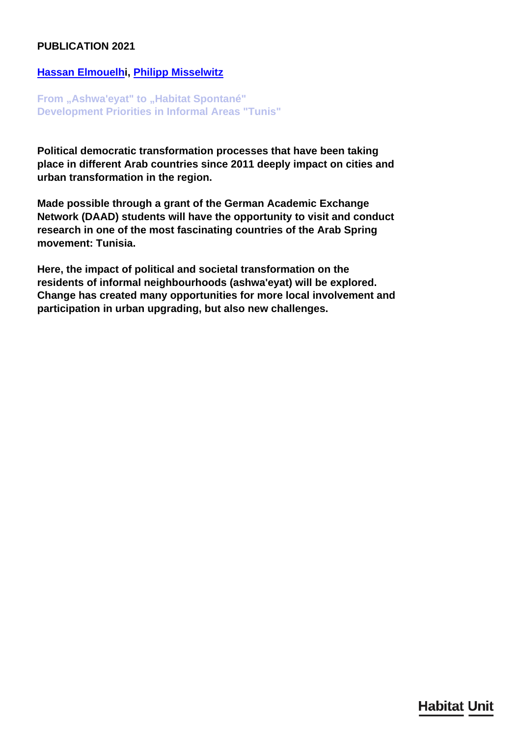**PUBLICATION 2021**

**[Hassan Elmouelhi](), [Philipp Misselwitz]()**

## From „Ashwa'eyat" to „Habitat Spontané"
## Development Priorities in Informal Areas "Tunis"

**Political democratic transformation processes that have been taking place in different Arab countries since 2011 deeply impact on cities and urban transformation in the region.**

**Made possible through a grant of the German Academic Exchange Network (DAAD) students will have the opportunity to visit and conduct research in one of the most fascinating countries of the Arab Spring movement: Tunisia.**

**Here, the impact of political and societal transformation on the residents of informal neighbourhoods (ashwa'eyat) will be explored. Change has created many opportunities for more local involvement and participation in urban upgrading, but also new challenges.**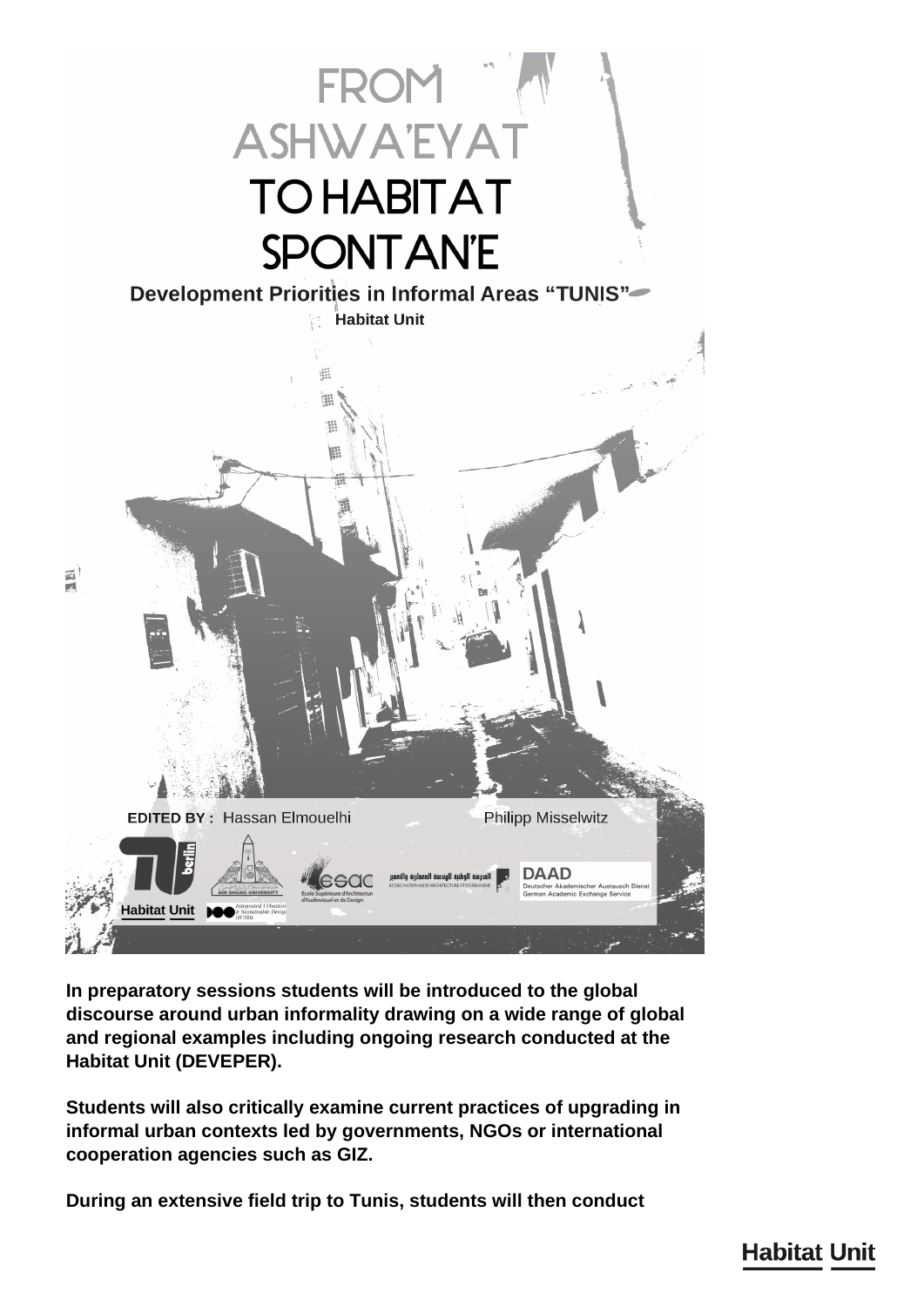# FROM ASHWA'EYAT TO HABITAT SPONTAN'E

**Development Priorities in Informal Areas "TUNIS"**

**Habitat Unit**

**EDITED BY :** Hassan Elmouelhi    Philipp Misselwitz

**In preparatory sessions students will be introduced to the global discourse around urban informality drawing on a wide range of global and regional examples including ongoing research conducted at the Habitat Unit (DEVEPER).**

**Students will also critically examine current practices of upgrading in informal urban contexts led by governments, NGOs or international cooperation agencies such as GIZ.**

**During an extensive field trip to Tunis, students will then conduct**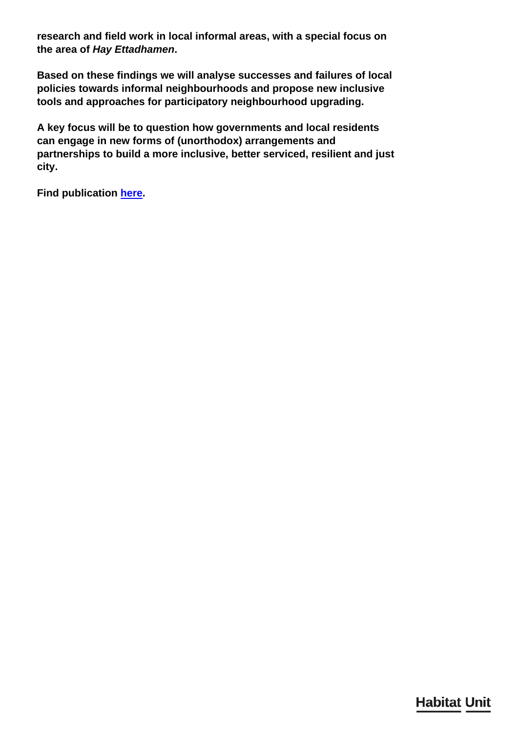**research and field work in local informal areas, with a special focus on the area of *Hay Ettadhamen*.**

**Based on these findings we will analyse successes and failures of local policies towards informal neighbourhoods and propose new inclusive tools and approaches for participatory neighbourhood upgrading.**

**A key focus will be to question how governments and local residents can engage in new forms of (unorthodox) arrangements and partnerships to build a more inclusive, better serviced, resilient and just city.**

**Find publication here.**